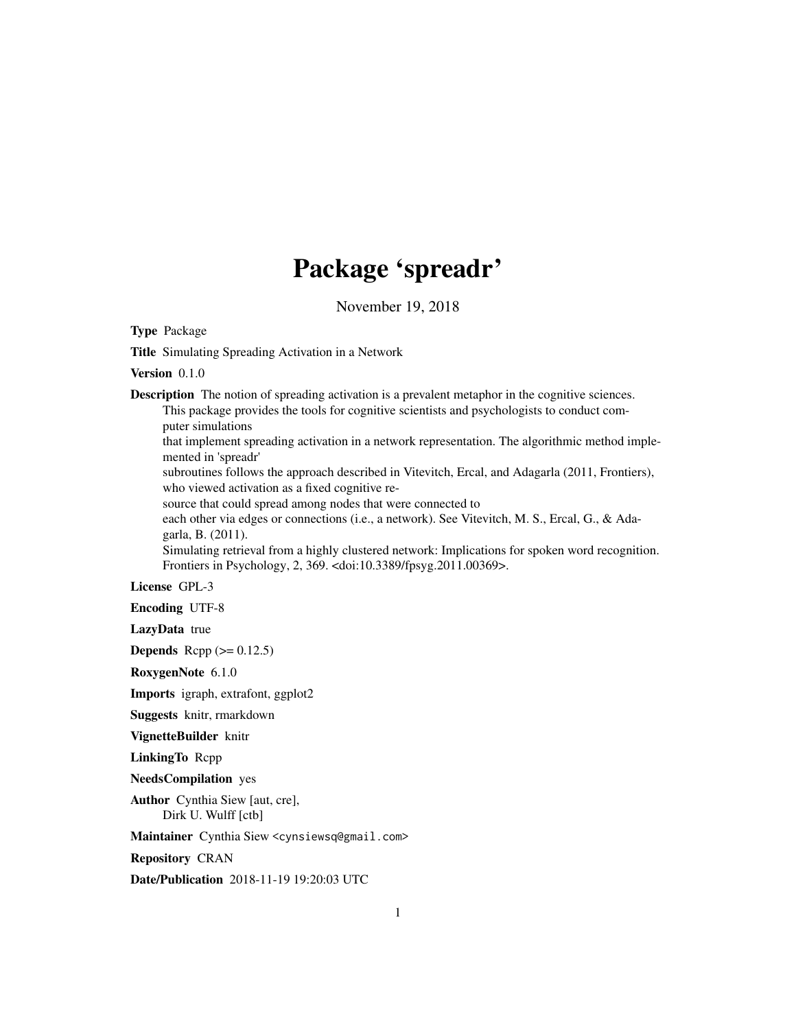# Package 'spreadr'

November 19, 2018

**Type** Package

**Title** Simulating Spreading Activation in a Network

**Version** 0.1.0

**Description** The notion of spreading activation is a prevalent metaphor in the cognitive sciences. This package provides the tools for cognitive scientists and psychologists to conduct computer simulations that implement spreading activation in a network representation. The algorithmic method implemented in 'spreadr' subroutines follows the approach described in Vitevitch, Ercal, and Adagarla (2011, Frontiers), who viewed activation as a fixed cognitive resource that could spread among nodes that were connected to each other via edges or connections (i.e., a network). See Vitevitch, M. S., Ercal, G., & Adagarla, B. (2011). Simulating retrieval from a highly clustered network: Implications for spoken word recognition. Frontiers in Psychology, 2, 369. <doi:10.3389/fpsyg.2011.00369>.

**License** GPL-3

**Encoding** UTF-8

**LazyData** true

**Depends** Rcpp (>= 0.12.5)

**RoxygenNote** 6.1.0

**Imports** igraph, extrafont, ggplot2

**Suggests** knitr, rmarkdown

**VignetteBuilder** knitr

**LinkingTo** Rcpp

**NeedsCompilation** yes

**Author** Cynthia Siew [aut, cre], Dirk U. Wulff [ctb]

**Maintainer** Cynthia Siew <cynsiewsq@gmail.com>

**Repository** CRAN

**Date/Publication** 2018-11-19 19:20:03 UTC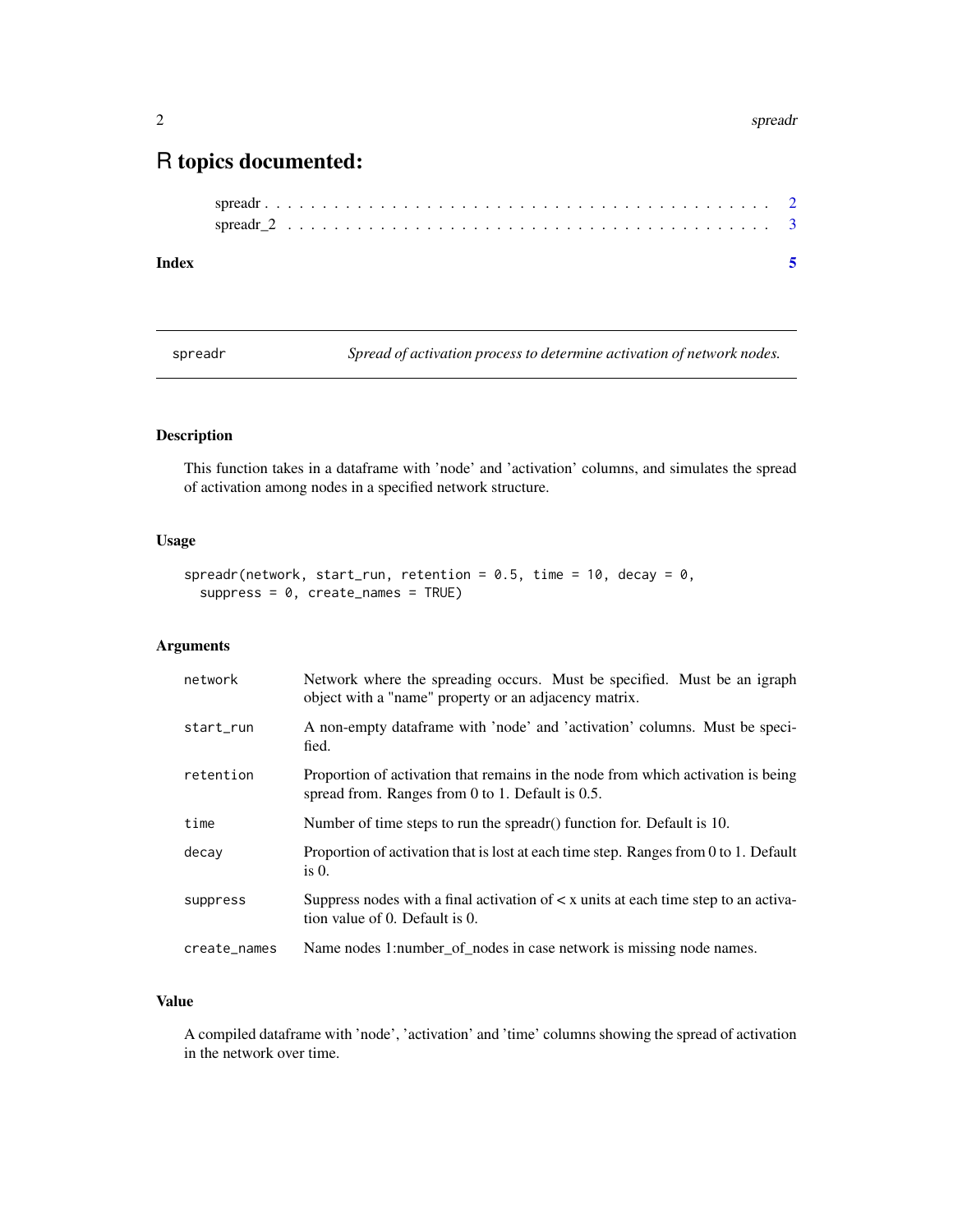# R topics documented:

spreadr . . . . . . . . . . . . . . . . . . . . . . . . . . . . . . . . . . . . . . . . . 2
spreadr_2 . . . . . . . . . . . . . . . . . . . . . . . . . . . . . . . . . . . . . . . 3

**Index** **5**

---

spreadr — *Spread of activation process to determine activation of network nodes.*

---

### Description

This function takes in a dataframe with 'node' and 'activation' columns, and simulates the spread of activation among nodes in a specified network structure.

### Usage

```
spreadr(network, start_run, retention = 0.5, time = 10, decay = 0,
  suppress = 0, create_names = TRUE)
```

### Arguments

| | |
|---|---|
| network | Network where the spreading occurs. Must be specified. Must be an igraph object with a "name" property or an adjacency matrix. |
| start_run | A non-empty dataframe with 'node' and 'activation' columns. Must be specified. |
| retention | Proportion of activation that remains in the node from which activation is being spread from. Ranges from 0 to 1. Default is 0.5. |
| time | Number of time steps to run the spreadr() function for. Default is 10. |
| decay | Proportion of activation that is lost at each time step. Ranges from 0 to 1. Default is 0. |
| suppress | Suppress nodes with a final activation of < x units at each time step to an activation value of 0. Default is 0. |
| create_names | Name nodes 1:number_of_nodes in case network is missing node names. |

### Value

A compiled dataframe with 'node', 'activation' and 'time' columns showing the spread of activation in the network over time.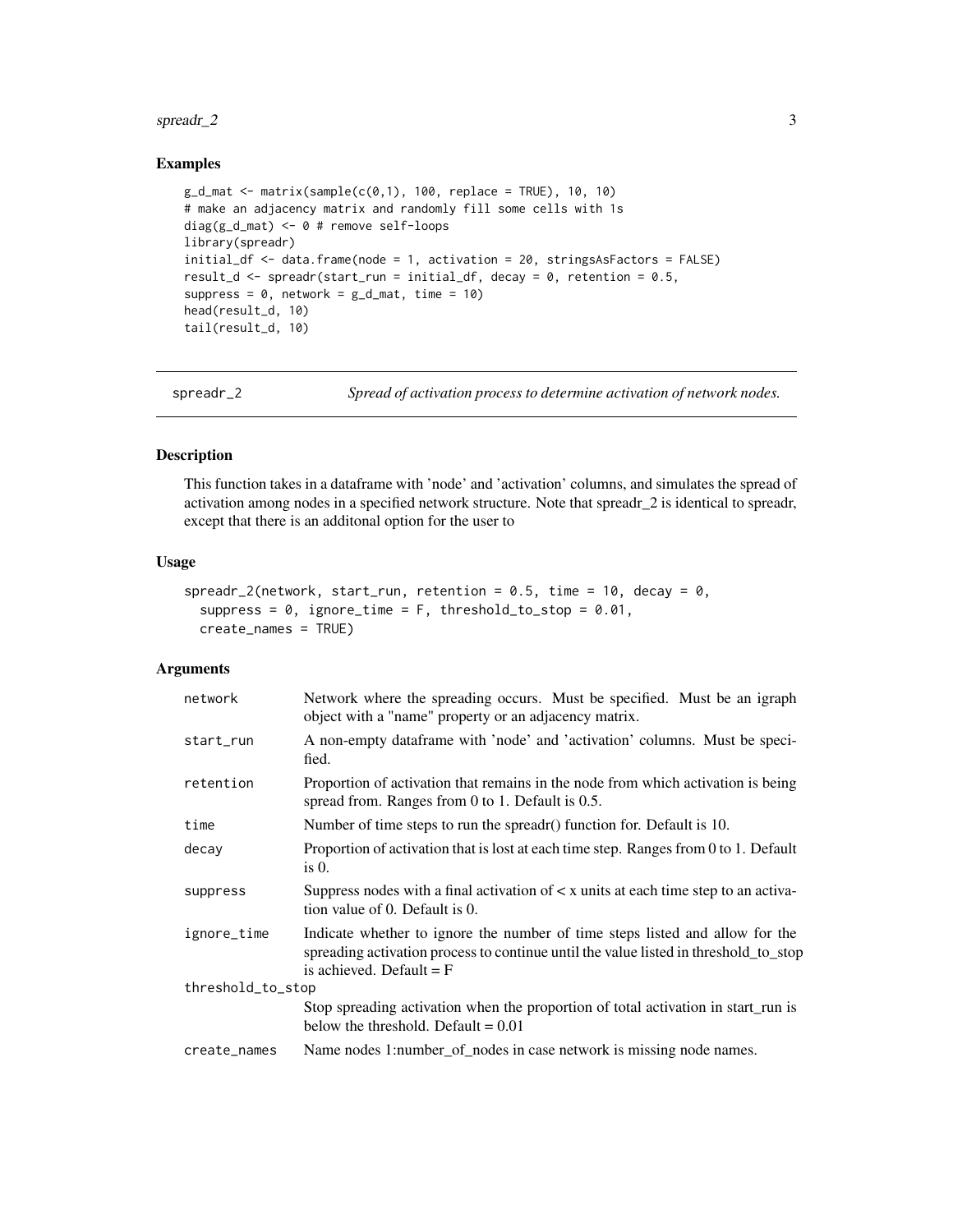## Examples

```
g_d_mat <- matrix(sample(c(0,1), 100, replace = TRUE), 10, 10)
# make an adjacency matrix and randomly fill some cells with 1s
diag(g_d_mat) <- 0 # remove self-loops
library(spreadr)
initial_df <- data.frame(node = 1, activation = 20, stringsAsFactors = FALSE)
result_d <- spreadr(start_run = initial_df, decay = 0, retention = 0.5,
suppress = 0, network = g_d_mat, time = 10)
head(result_d, 10)
tail(result_d, 10)
```

---

spreadr_2 *Spread of activation process to determine activation of network nodes.*

---

## Description

This function takes in a dataframe with 'node' and 'activation' columns, and simulates the spread of activation among nodes in a specified network structure. Note that spreadr_2 is identical to spreadr, except that there is an additonal option for the user to

## Usage

```
spreadr_2(network, start_run, retention = 0.5, time = 10, decay = 0,
  suppress = 0, ignore_time = F, threshold_to_stop = 0.01,
  create_names = TRUE)
```

## Arguments

| | |
|---|---|
| network | Network where the spreading occurs. Must be specified. Must be an igraph object with a "name" property or an adjacency matrix. |
| start_run | A non-empty dataframe with 'node' and 'activation' columns. Must be specified. |
| retention | Proportion of activation that remains in the node from which activation is being spread from. Ranges from 0 to 1. Default is 0.5. |
| time | Number of time steps to run the spreadr() function for. Default is 10. |
| decay | Proportion of activation that is lost at each time step. Ranges from 0 to 1. Default is 0. |
| suppress | Suppress nodes with a final activation of < x units at each time step to an activation value of 0. Default is 0. |
| ignore_time | Indicate whether to ignore the number of time steps listed and allow for the spreading activation process to continue until the value listed in threshold_to_stop is achieved. Default = F |
| threshold_to_stop | Stop spreading activation when the proportion of total activation in start_run is below the threshold. Default = 0.01 |
| create_names | Name nodes 1:number_of_nodes in case network is missing node names. |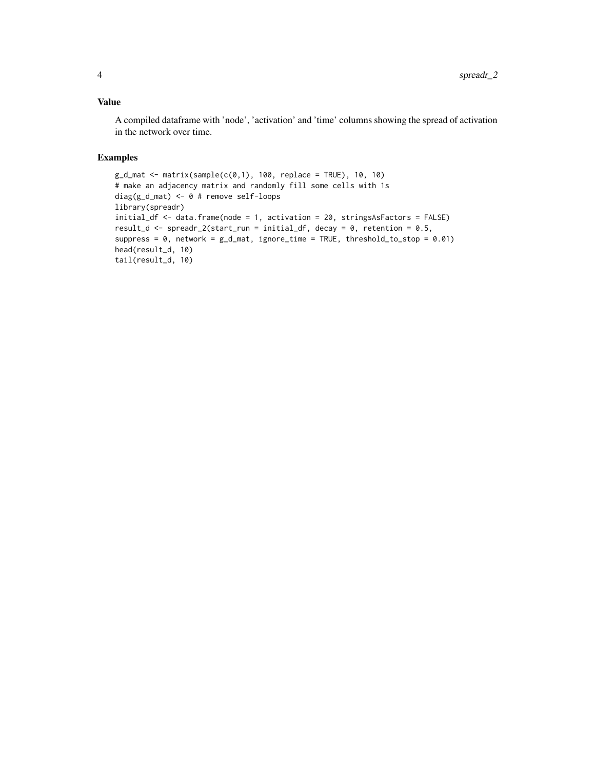## Value

A compiled dataframe with 'node', 'activation' and 'time' columns showing the spread of activation in the network over time.

## Examples

```
g_d_mat <- matrix(sample(c(0,1), 100, replace = TRUE), 10, 10)
# make an adjacency matrix and randomly fill some cells with 1s
diag(g_d_mat) <- 0 # remove self-loops
library(spreadr)
initial_df <- data.frame(node = 1, activation = 20, stringsAsFactors = FALSE)
result_d <- spreadr_2(start_run = initial_df, decay = 0, retention = 0.5,
suppress = 0, network = g_d_mat, ignore_time = TRUE, threshold_to_stop = 0.01)
head(result_d, 10)
tail(result_d, 10)
```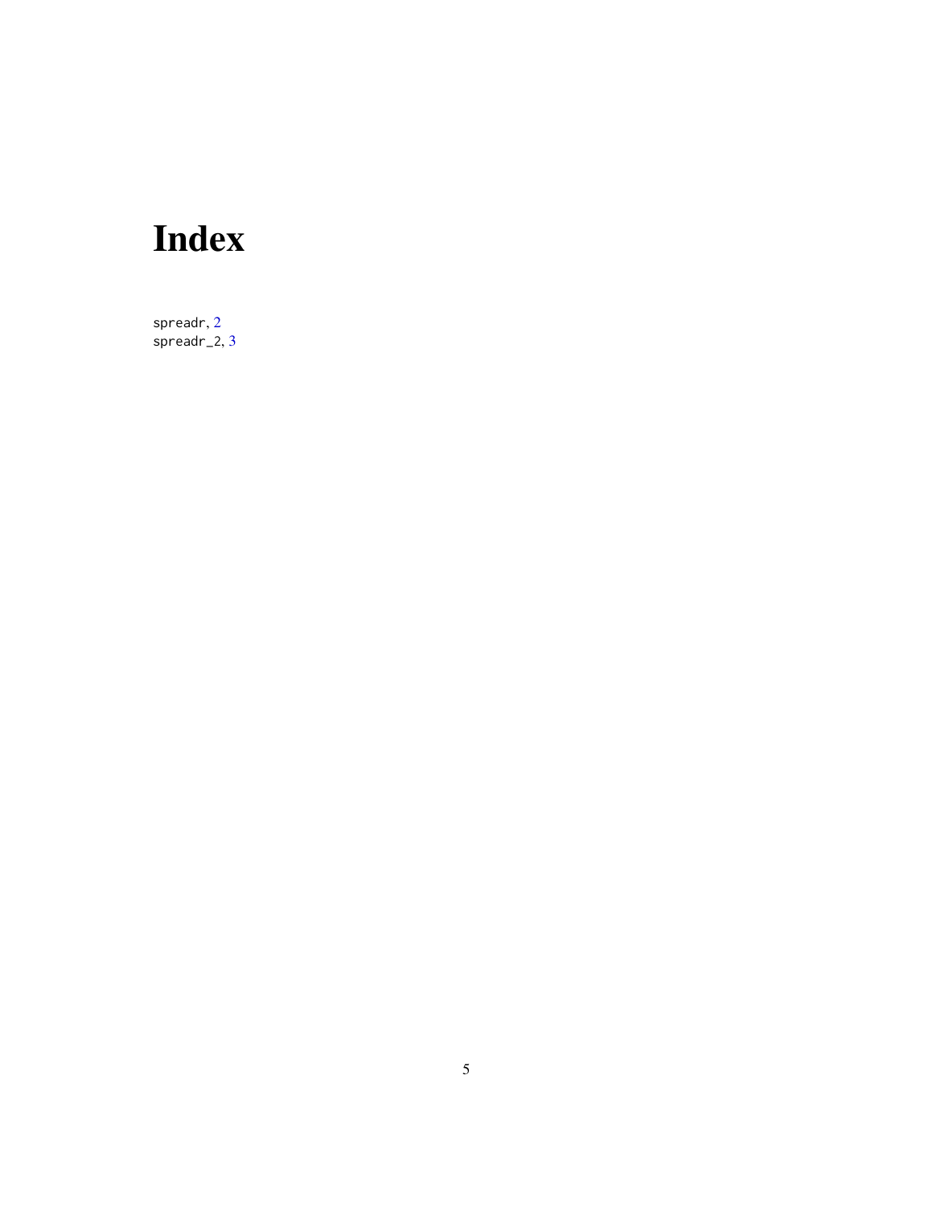# Index

spreadr, 2
spreadr_2, 3